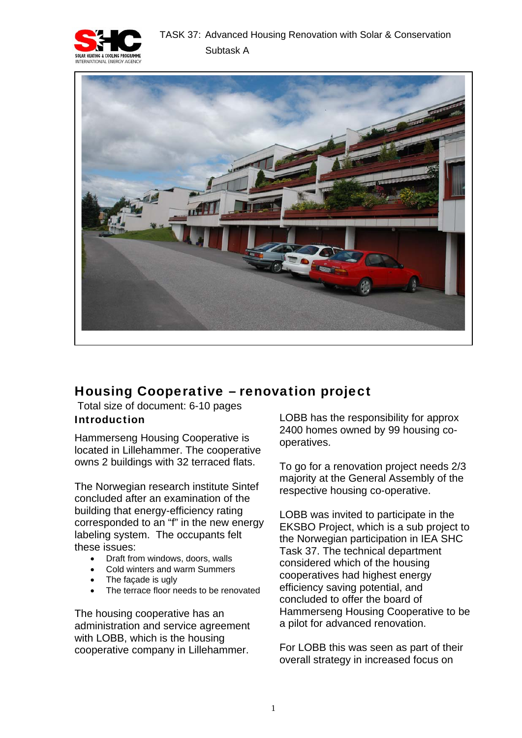# Housing Cooperative – renovation project

Total size of document: 6-10 pages

## Introduction

Hammerseng Housing Cooperative is located in Lillehammer. The cooperative owns 2 buildings with 32 terraced flats.

The Norwegian research institute Sintef concluded after an examination of the building that energy-efficiency rating corresponded to an "f" in the new energy labeling system. The occupants felt these issues:

- Draft from windows, doors, walls
- Cold winters and warm Summers
- The façade is ugly
- The terrace floor needs to be renovated

The housing cooperative has an administration and service agreement with LOBB, which is the housing cooperative company in Lillehammer.

LOBB has the responsibility for approx 2400 homes owned by 99 housing co-operatives.

To go for a renovation project needs 2/3 majority at the General Assembly of the respective housing co-operative.

LOBB was invited to participate in the EKSBO Project, which is a sub project to the Norwegian participation in IEA SHC Task 37. The technical department considered which of the housing cooperatives had highest energy efficiency saving potential, and concluded to offer the board of Hammerseng Housing Cooperative to be a pilot for advanced renovation.

For LOBB this was seen as part of their overall strategy in increased focus on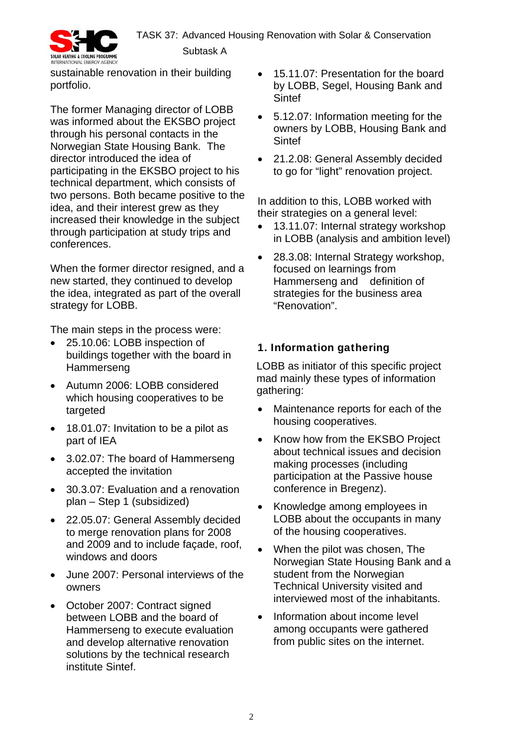sustainable renovation in their building portfolio.

The former Managing director of LOBB was informed about the EKSBO project through his personal contacts in the Norwegian State Housing Bank. The director introduced the idea of participating in the EKSBO project to his technical department, which consists of two persons. Both became positive to the idea, and their interest grew as they increased their knowledge in the subject through participation at study trips and conferences.

When the former director resigned, and a new started, they continued to develop the idea, integrated as part of the overall strategy for LOBB.

The main steps in the process were:

- 25.10.06: LOBB inspection of buildings together with the board in Hammerseng
- Autumn 2006: LOBB considered which housing cooperatives to be targeted
- 18.01.07: Invitation to be a pilot as part of IEA
- 3.02.07: The board of Hammerseng accepted the invitation
- 30.3.07: Evaluation and a renovation plan – Step 1 (subsidized)
- 22.05.07: General Assembly decided to merge renovation plans for 2008 and 2009 and to include façade, roof, windows and doors
- June 2007: Personal interviews of the owners
- October 2007: Contract signed between LOBB and the board of Hammerseng to execute evaluation and develop alternative renovation solutions by the technical research institute Sintef.
- 15.11.07: Presentation for the board by LOBB, Segel, Housing Bank and Sintef
- 5.12.07: Information meeting for the owners by LOBB, Housing Bank and Sintef
- 21.2.08: General Assembly decided to go for "light" renovation project.

In addition to this, LOBB worked with their strategies on a general level:

- 13.11.07: Internal strategy workshop in LOBB (analysis and ambition level)
- 28.3.08: Internal Strategy workshop, focused on learnings from Hammerseng and definition of strategies for the business area "Renovation".

## 1. Information gathering

LOBB as initiator of this specific project mad mainly these types of information gathering:

- Maintenance reports for each of the housing cooperatives.
- Know how from the EKSBO Project about technical issues and decision making processes (including participation at the Passive house conference in Bregenz).
- Knowledge among employees in LOBB about the occupants in many of the housing cooperatives.
- When the pilot was chosen, The Norwegian State Housing Bank and a student from the Norwegian Technical University visited and interviewed most of the inhabitants.
- Information about income level among occupants were gathered from public sites on the internet.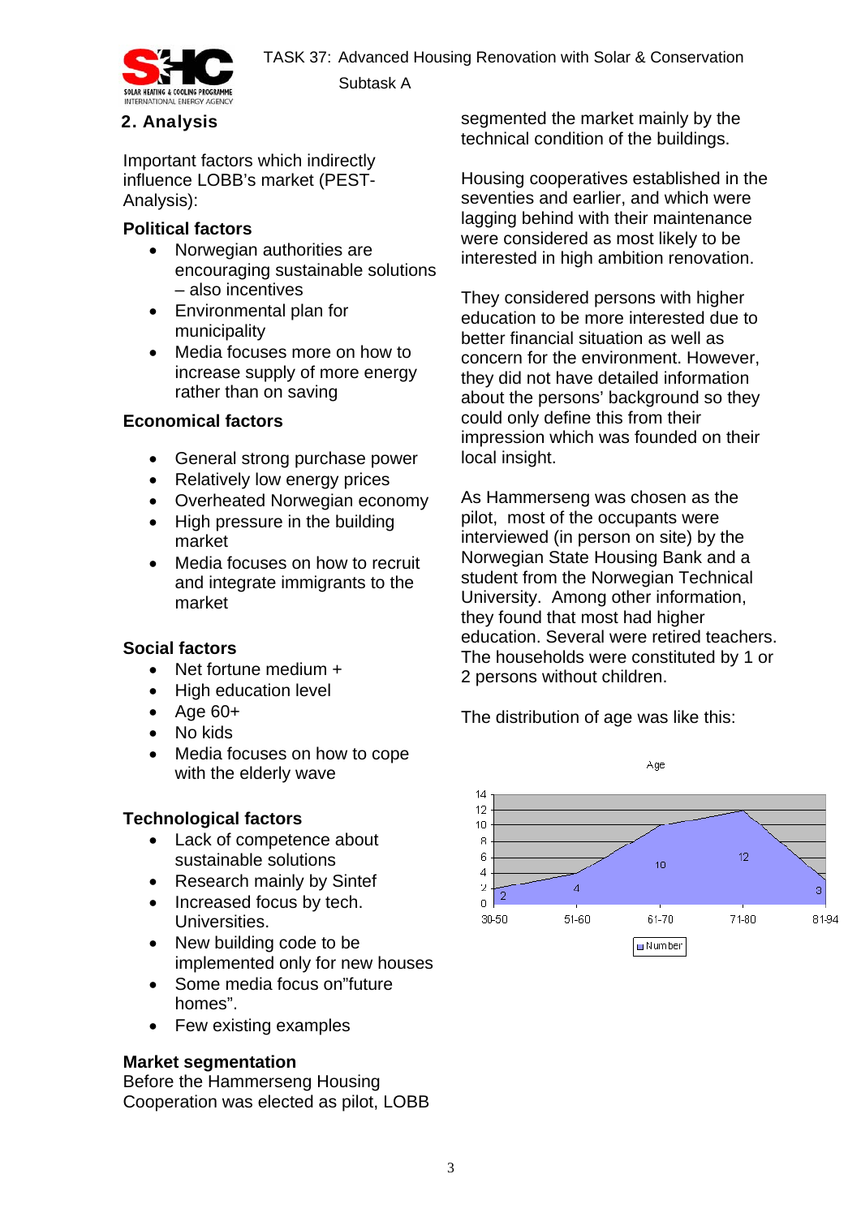## 2. Analysis

Important factors which indirectly influence LOBB's market (PEST-Analysis):

### Political factors

- Norwegian authorities are encouraging sustainable solutions – also incentives
- Environmental plan for municipality
- Media focuses more on how to increase supply of more energy rather than on saving

### Economical factors

- General strong purchase power
- Relatively low energy prices
- Overheated Norwegian economy
- High pressure in the building market
- Media focuses on how to recruit and integrate immigrants to the market

### Social factors

- Net fortune medium +
- High education level
- Age 60+
- No kids
- Media focuses on how to cope with the elderly wave

### Technological factors

- Lack of competence about sustainable solutions
- Research mainly by Sintef
- Increased focus by tech. Universities.
- New building code to be implemented only for new houses
- Some media focus on"future homes".
- Few existing examples

### Market segmentation

Before the Hammerseng Housing Cooperation was elected as pilot, LOBB segmented the market mainly by the technical condition of the buildings.

Housing cooperatives established in the seventies and earlier, and which were lagging behind with their maintenance were considered as most likely to be interested in high ambition renovation.

They considered persons with higher education to be more interested due to better financial situation as well as concern for the environment. However, they did not have detailed information about the persons' background so they could only define this from their impression which was founded on their local insight.

As Hammerseng was chosen as the pilot, most of the occupants were interviewed (in person on site) by the Norwegian State Housing Bank and a student from the Norwegian Technical University. Among other information, they found that most had higher education. Several were retired teachers. The households were constituted by 1 or 2 persons without children.

The distribution of age was like this:

Age

| Age | Number |
|---|---|
| 30-50 | 2 |
| 51-60 | 4 |
| 61-70 | 10 |
| 71-80 | 12 |
| 81-94 | 3 |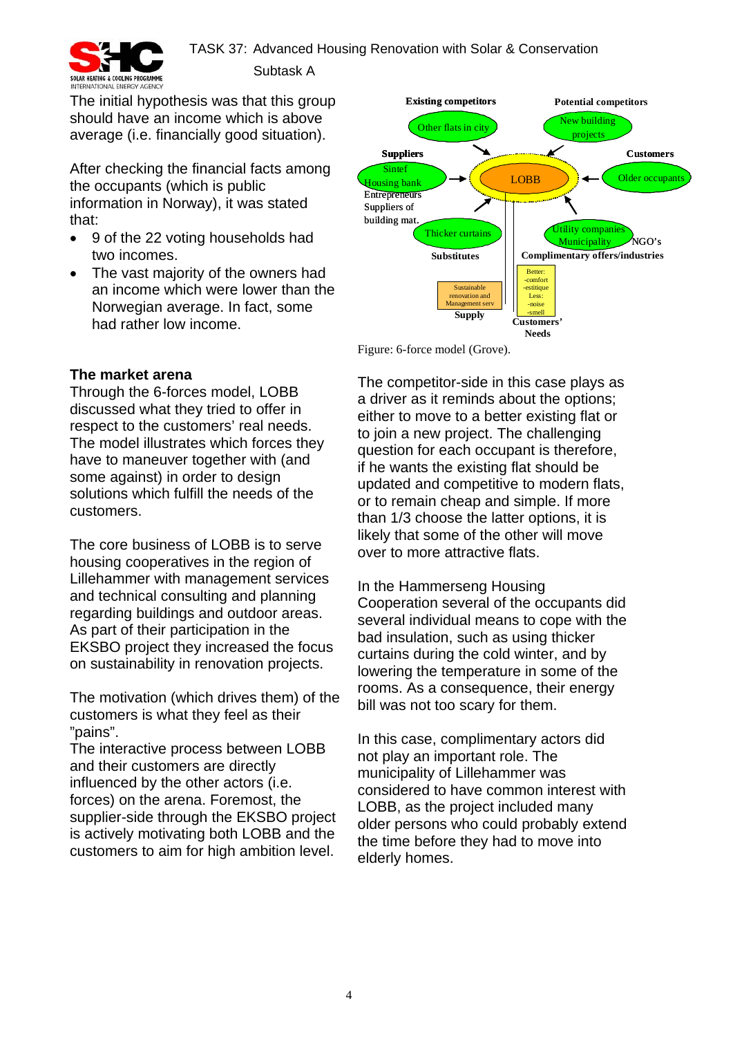The initial hypothesis was that this group should have an income which is above average (i.e. financially good situation).

After checking the financial facts among the occupants (which is public information in Norway), it was stated that:

- 9 of the 22 voting households had two incomes.
- The vast majority of the owners had an income which were lower than the Norwegian average. In fact, some had rather low income.

Existing competitors: Other flats in city
Potential competitors: New building projects
Suppliers: Sintef, Housing bank, Entrepreneurs, Suppliers of building mat.
LOBB
Customers: Older occupants
Substitutes: Thicker curtains
Complimentary offers/industries: Utility companies, Municipality, NGO's
Supply: Sustainable renovation and Management serv
Customers' Needs: Better: -comfort -estitique Less: -noise -smell

Figure: 6-force model (Grove).

## The market arena

Through the 6-forces model, LOBB discussed what they tried to offer in respect to the customers' real needs. The model illustrates which forces they have to maneuver together with (and some against) in order to design solutions which fulfill the needs of the customers.

The core business of LOBB is to serve housing cooperatives in the region of Lillehammer with management services and technical consulting and planning regarding buildings and outdoor areas. As part of their participation in the EKSBO project they increased the focus on sustainability in renovation projects.

The motivation (which drives them) of the customers is what they feel as their "pains".

The interactive process between LOBB and their customers are directly influenced by the other actors (i.e. forces) on the arena. Foremost, the supplier-side through the EKSBO project is actively motivating both LOBB and the customers to aim for high ambition level.

The competitor-side in this case plays as a driver as it reminds about the options; either to move to a better existing flat or to join a new project. The challenging question for each occupant is therefore, if he wants the existing flat should be updated and competitive to modern flats, or to remain cheap and simple. If more than 1/3 choose the latter options, it is likely that some of the other will move over to more attractive flats.

In the Hammerseng Housing Cooperation several of the occupants did several individual means to cope with the bad insulation, such as using thicker curtains during the cold winter, and by lowering the temperature in some of the rooms. As a consequence, their energy bill was not too scary for them.

In this case, complimentary actors did not play an important role. The municipality of Lillehammer was considered to have common interest with LOBB, as the project included many older persons who could probably extend the time before they had to move into elderly homes.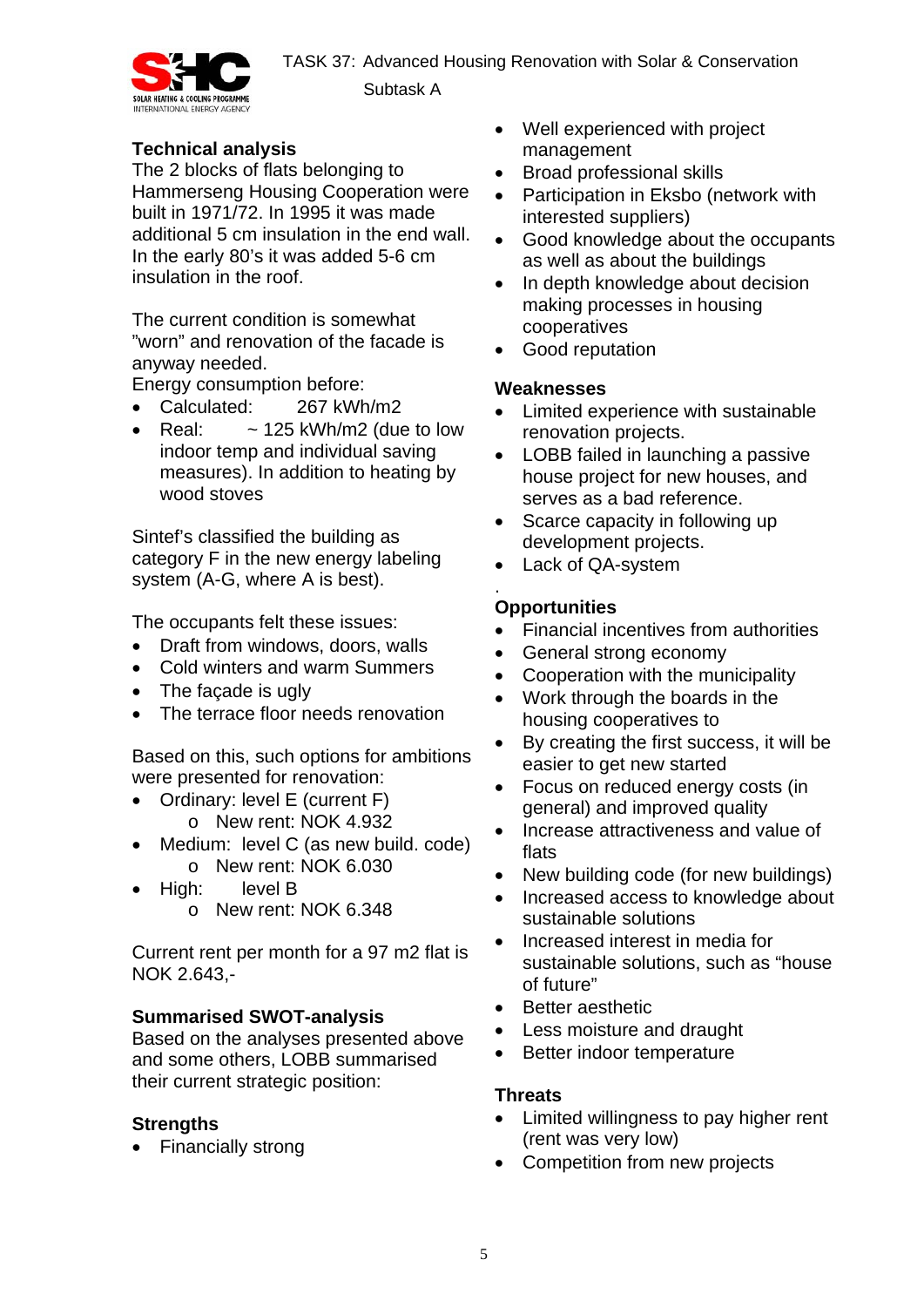## Technical analysis

The 2 blocks of flats belonging to Hammerseng Housing Cooperation were built in 1971/72. In 1995 it was made additional 5 cm insulation in the end wall. In the early 80's it was added 5-6 cm insulation in the roof.

The current condition is somewhat "worn" and renovation of the facade is anyway needed.

Energy consumption before:

- Calculated: 267 kWh/m2
- Real: ~ 125 kWh/m2 (due to low indoor temp and individual saving measures). In addition to heating by wood stoves

Sintef's classified the building as category F in the new energy labeling system (A-G, where A is best).

The occupants felt these issues:

- Draft from windows, doors, walls
- Cold winters and warm Summers
- The façade is ugly
- The terrace floor needs renovation

Based on this, such options for ambitions were presented for renovation:

- Ordinary: level E (current F)
  - New rent: NOK 4.932
- Medium: level C (as new build. code)
  - New rent: NOK 6.030
- High: level B
  - New rent: NOK 6.348

Current rent per month for a 97 m2 flat is NOK 2.643,-

## Summarised SWOT-analysis

Based on the analyses presented above and some others, LOBB summarised their current strategic position:

### Strengths

- Financially strong
- Well experienced with project management
- Broad professional skills
- Participation in Eksbo (network with interested suppliers)
- Good knowledge about the occupants as well as about the buildings
- In depth knowledge about decision making processes in housing cooperatives
- Good reputation

### Weaknesses

- Limited experience with sustainable renovation projects.
- LOBB failed in launching a passive house project for new houses, and serves as a bad reference.
- Scarce capacity in following up development projects.
- Lack of QA-system

.

### Opportunities

- Financial incentives from authorities
- General strong economy
- Cooperation with the municipality
- Work through the boards in the housing cooperatives to
- By creating the first success, it will be easier to get new started
- Focus on reduced energy costs (in general) and improved quality
- Increase attractiveness and value of flats
- New building code (for new buildings)
- Increased access to knowledge about sustainable solutions
- Increased interest in media for sustainable solutions, such as "house of future"
- Better aesthetic
- Less moisture and draught
- Better indoor temperature

### Threats

- Limited willingness to pay higher rent (rent was very low)
- Competition from new projects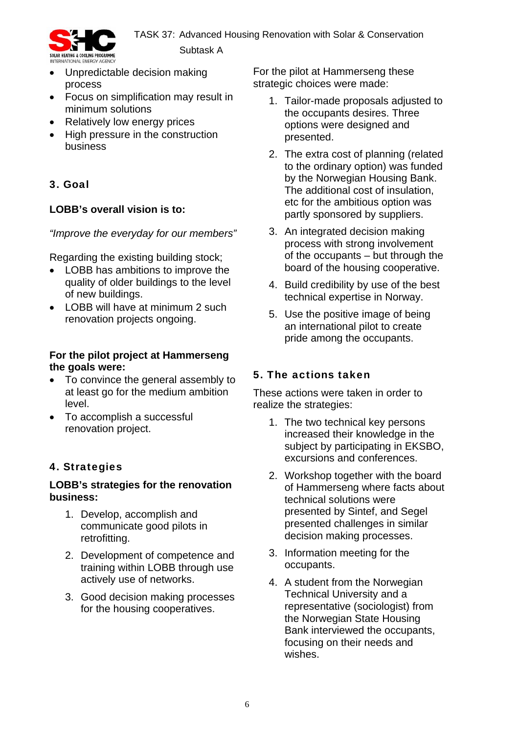- Unpredictable decision making process
- Focus on simplification may result in minimum solutions
- Relatively low energy prices
- High pressure in the construction business

## 3. Goal

**LOBB's overall vision is to:**

*"Improve the everyday for our members"*

Regarding the existing building stock;

- LOBB has ambitions to improve the quality of older buildings to the level of new buildings.
- LOBB will have at minimum 2 such renovation projects ongoing.

**For the pilot project at Hammerseng the goals were:**

- To convince the general assembly to at least go for the medium ambition level.
- To accomplish a successful renovation project.

## 4. Strategies

**LOBB's strategies for the renovation business:**

1. Develop, accomplish and communicate good pilots in retrofitting.
2. Development of competence and training within LOBB through use actively use of networks.
3. Good decision making processes for the housing cooperatives.

For the pilot at Hammerseng these strategic choices were made:

1. Tailor-made proposals adjusted to the occupants desires. Three options were designed and presented.
2. The extra cost of planning (related to the ordinary option) was funded by the Norwegian Housing Bank. The additional cost of insulation, etc for the ambitious option was partly sponsored by suppliers.
3. An integrated decision making process with strong involvement of the occupants – but through the board of the housing cooperative.
4. Build credibility by use of the best technical expertise in Norway.
5. Use the positive image of being an international pilot to create pride among the occupants.

## 5. The actions taken

These actions were taken in order to realize the strategies:

1. The two technical key persons increased their knowledge in the subject by participating in EKSBO, excursions and conferences.
2. Workshop together with the board of Hammerseng where facts about technical solutions were presented by Sintef, and Segel presented challenges in similar decision making processes.
3. Information meeting for the occupants.
4. A student from the Norwegian Technical University and a representative (sociologist) from the Norwegian State Housing Bank interviewed the occupants, focusing on their needs and wishes.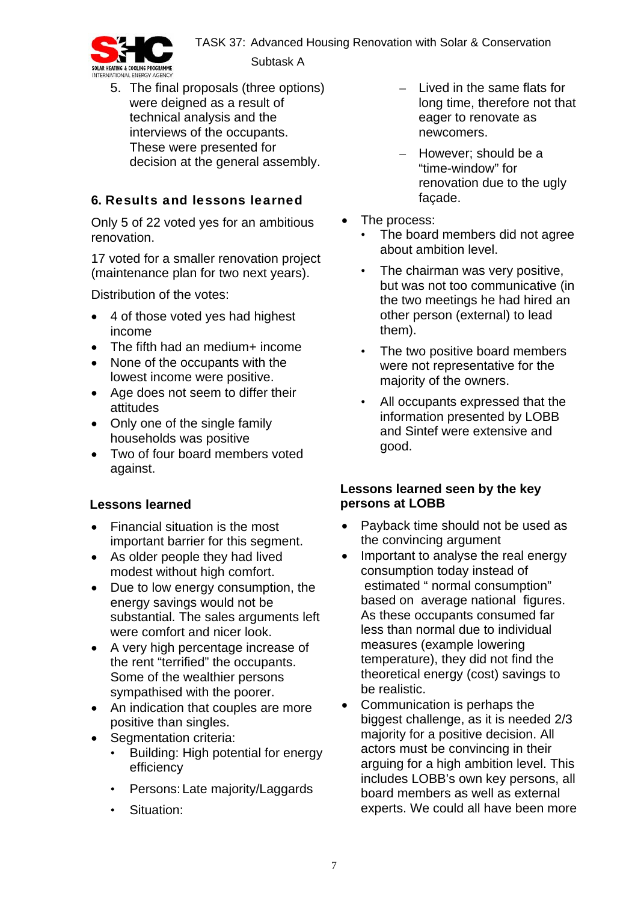5. The final proposals (three options) were deigned as a result of technical analysis and the interviews of the occupants. These were presented for decision at the general assembly.

## 6. Results and lessons learned

Only 5 of 22 voted yes for an ambitious renovation.

17 voted for a smaller renovation project (maintenance plan for two next years).

Distribution of the votes:

- 4 of those voted yes had highest income
- The fifth had an medium+ income
- None of the occupants with the lowest income were positive.
- Age does not seem to differ their attitudes
- Only one of the single family households was positive
- Two of four board members voted against.

### Lessons learned

- Financial situation is the most important barrier for this segment.
- As older people they had lived modest without high comfort.
- Due to low energy consumption, the energy savings would not be substantial. The sales arguments left were comfort and nicer look.
- A very high percentage increase of the rent "terrified" the occupants. Some of the wealthier persons sympathised with the poorer.
- An indication that couples are more positive than singles.
- Segmentation criteria:
  - Building: High potential for energy efficiency
  - Persons: Late majority/Laggards
  - Situation:
    - Lived in the same flats for long time, therefore not that eager to renovate as newcomers.
    - However; should be a "time-window" for renovation due to the ugly façade.
- The process:
  - The board members did not agree about ambition level.
  - The chairman was very positive, but was not too communicative (in the two meetings he had hired an other person (external) to lead them).
  - The two positive board members were not representative for the majority of the owners.
  - All occupants expressed that the information presented by LOBB and Sintef were extensive and good.

### Lessons learned seen by the key persons at LOBB

- Payback time should not be used as the convincing argument
- Important to analyse the real energy consumption today instead of estimated " normal consumption" based on average national figures. As these occupants consumed far less than normal due to individual measures (example lowering temperature), they did not find the theoretical energy (cost) savings to be realistic.
- Communication is perhaps the biggest challenge, as it is needed 2/3 majority for a positive decision. All actors must be convincing in their arguing for a high ambition level. This includes LOBB's own key persons, all board members as well as external experts. We could all have been more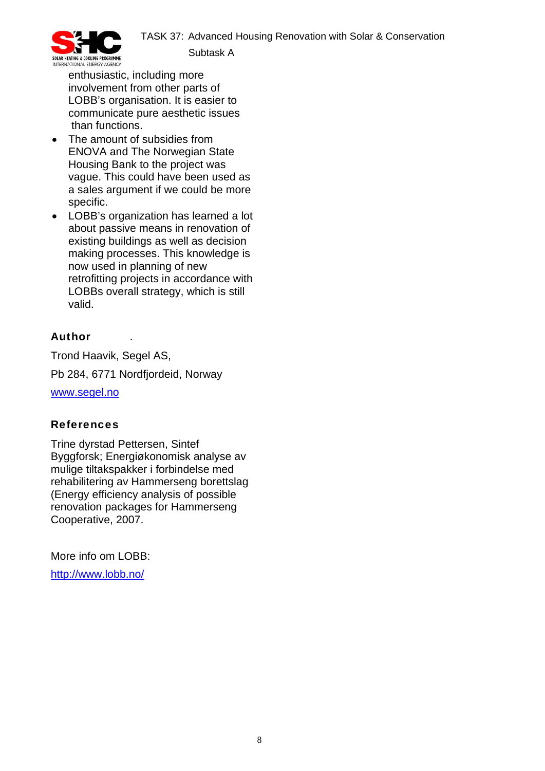enthusiastic, including more involvement from other parts of LOBB's organisation. It is easier to communicate pure aesthetic issues than functions.

- The amount of subsidies from ENOVA and The Norwegian State Housing Bank to the project was vague. This could have been used as a sales argument if we could be more specific.
- LOBB's organization has learned a lot about passive means in renovation of existing buildings as well as decision making processes. This knowledge is now used in planning of new retrofitting projects in accordance with LOBBs overall strategy, which is still valid.

## Author .

Trond Haavik, Segel AS,

Pb 284, 6771 Nordfjordeid, Norway

www.segel.no

## References

Trine dyrstad Pettersen, Sintef Byggforsk; Energiøkonomisk analyse av mulige tiltakspakker i forbindelse med rehabilitering av Hammerseng borettslag (Energy efficiency analysis of possible renovation packages for Hammerseng Cooperative, 2007.

More info om LOBB:

http://www.lobb.no/